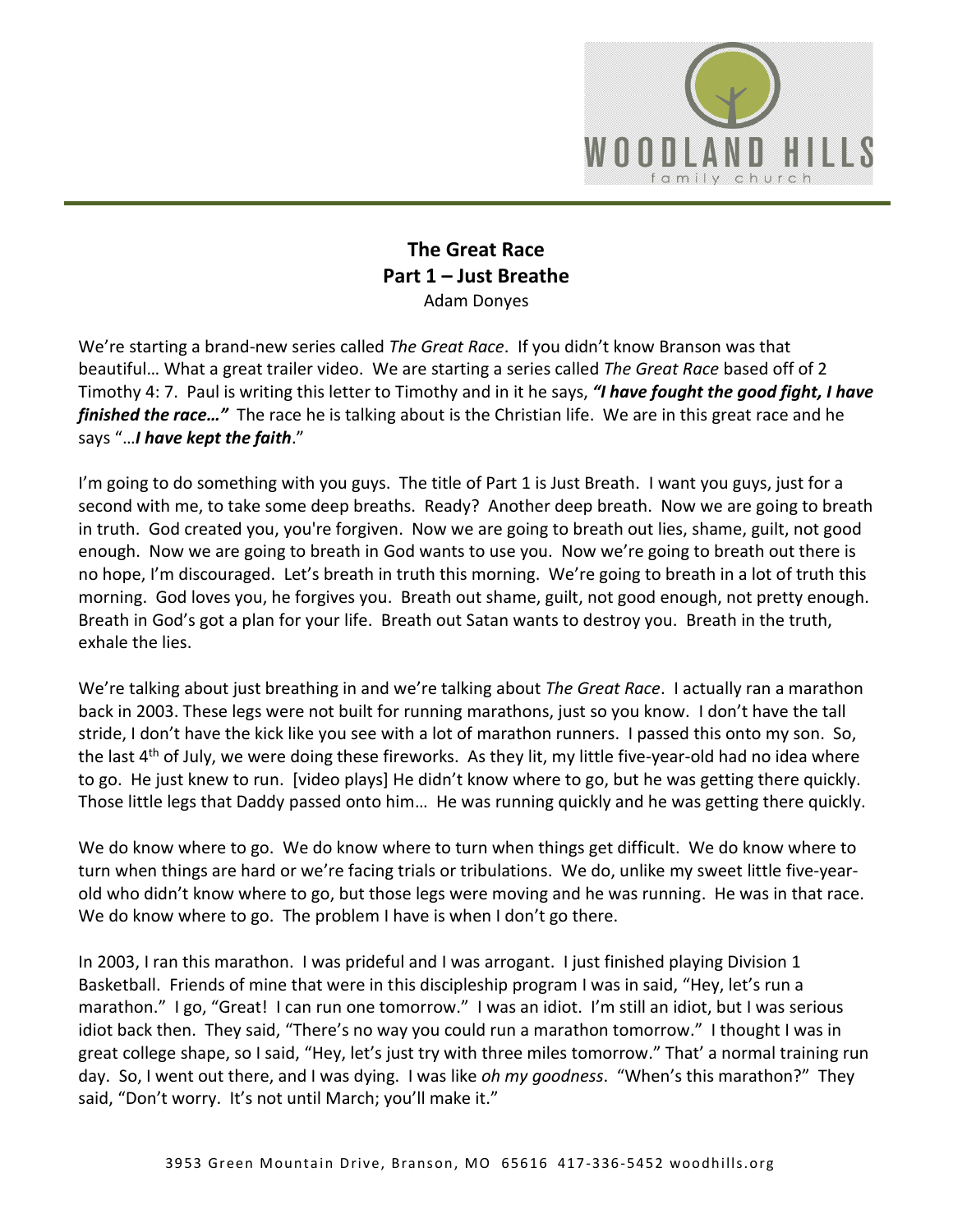# The Great Race
## Part 1 – Just Breathe
Adam Donyes

We're starting a brand-new series called *The Great Race*. If you didn't know Branson was that beautiful… What a great trailer video. We are starting a series called *The Great Race* based off of 2 Timothy 4: 7. Paul is writing this letter to Timothy and in it he says, ***"I have fought the good fight, I have finished the race…"*** The race he is talking about is the Christian life. We are in this great race and he says "…***I have kept the faith***."

I'm going to do something with you guys. The title of Part 1 is Just Breath. I want you guys, just for a second with me, to take some deep breaths. Ready? Another deep breath. Now we are going to breath in truth. God created you, you're forgiven. Now we are going to breath out lies, shame, guilt, not good enough. Now we are going to breath in God wants to use you. Now we're going to breath out there is no hope, I'm discouraged. Let's breath in truth this morning. We're going to breath in a lot of truth this morning. God loves you, he forgives you. Breath out shame, guilt, not good enough, not pretty enough. Breath in God's got a plan for your life. Breath out Satan wants to destroy you. Breath in the truth, exhale the lies.

We're talking about just breathing in and we're talking about *The Great Race*. I actually ran a marathon back in 2003. These legs were not built for running marathons, just so you know. I don't have the tall stride, I don't have the kick like you see with a lot of marathon runners. I passed this onto my son. So, the last 4th of July, we were doing these fireworks. As they lit, my little five-year-old had no idea where to go. He just knew to run. [video plays] He didn't know where to go, but he was getting there quickly. Those little legs that Daddy passed onto him… He was running quickly and he was getting there quickly.

We do know where to go. We do know where to turn when things get difficult. We do know where to turn when things are hard or we're facing trials or tribulations. We do, unlike my sweet little five-year-old who didn't know where to go, but those legs were moving and he was running. He was in that race. We do know where to go. The problem I have is when I don't go there.

In 2003, I ran this marathon. I was prideful and I was arrogant. I just finished playing Division 1 Basketball. Friends of mine that were in this discipleship program I was in said, "Hey, let's run a marathon." I go, "Great! I can run one tomorrow." I was an idiot. I'm still an idiot, but I was serious idiot back then. They said, "There's no way you could run a marathon tomorrow." I thought I was in great college shape, so I said, "Hey, let's just try with three miles tomorrow." That' a normal training run day. So, I went out there, and I was dying. I was like *oh my goodness*. "When's this marathon?" They said, "Don't worry. It's not until March; you'll make it."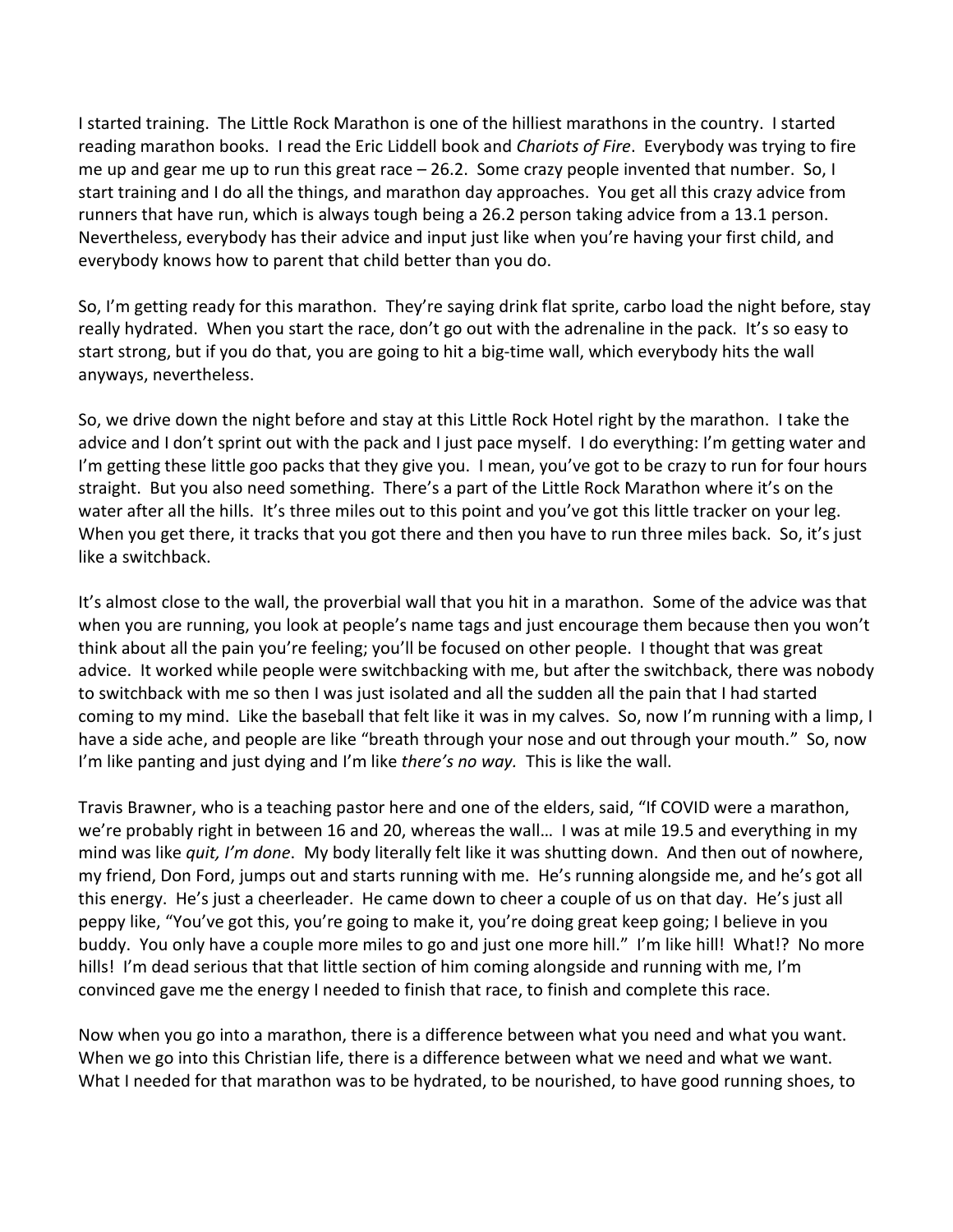I started training. The Little Rock Marathon is one of the hilliest marathons in the country. I started reading marathon books. I read the Eric Liddell book and *Chariots of Fire*. Everybody was trying to fire me up and gear me up to run this great race – 26.2. Some crazy people invented that number. So, I start training and I do all the things, and marathon day approaches. You get all this crazy advice from runners that have run, which is always tough being a 26.2 person taking advice from a 13.1 person. Nevertheless, everybody has their advice and input just like when you're having your first child, and everybody knows how to parent that child better than you do.

So, I'm getting ready for this marathon. They're saying drink flat sprite, carbo load the night before, stay really hydrated. When you start the race, don't go out with the adrenaline in the pack. It's so easy to start strong, but if you do that, you are going to hit a big-time wall, which everybody hits the wall anyways, nevertheless.

So, we drive down the night before and stay at this Little Rock Hotel right by the marathon. I take the advice and I don't sprint out with the pack and I just pace myself. I do everything: I'm getting water and I'm getting these little goo packs that they give you. I mean, you've got to be crazy to run for four hours straight. But you also need something. There's a part of the Little Rock Marathon where it's on the water after all the hills. It's three miles out to this point and you've got this little tracker on your leg. When you get there, it tracks that you got there and then you have to run three miles back. So, it's just like a switchback.

It's almost close to the wall, the proverbial wall that you hit in a marathon. Some of the advice was that when you are running, you look at people's name tags and just encourage them because then you won't think about all the pain you're feeling; you'll be focused on other people. I thought that was great advice. It worked while people were switchbacking with me, but after the switchback, there was nobody to switchback with me so then I was just isolated and all the sudden all the pain that I had started coming to my mind. Like the baseball that felt like it was in my calves. So, now I'm running with a limp, I have a side ache, and people are like "breath through your nose and out through your mouth." So, now I'm like panting and just dying and I'm like *there's no way.* This is like the wall.

Travis Brawner, who is a teaching pastor here and one of the elders, said, "If COVID were a marathon, we're probably right in between 16 and 20, whereas the wall… I was at mile 19.5 and everything in my mind was like *quit, I'm done*. My body literally felt like it was shutting down. And then out of nowhere, my friend, Don Ford, jumps out and starts running with me. He's running alongside me, and he's got all this energy. He's just a cheerleader. He came down to cheer a couple of us on that day. He's just all peppy like, "You've got this, you're going to make it, you're doing great keep going; I believe in you buddy. You only have a couple more miles to go and just one more hill." I'm like hill! What!? No more hills! I'm dead serious that that little section of him coming alongside and running with me, I'm convinced gave me the energy I needed to finish that race, to finish and complete this race.

Now when you go into a marathon, there is a difference between what you need and what you want. When we go into this Christian life, there is a difference between what we need and what we want. What I needed for that marathon was to be hydrated, to be nourished, to have good running shoes, to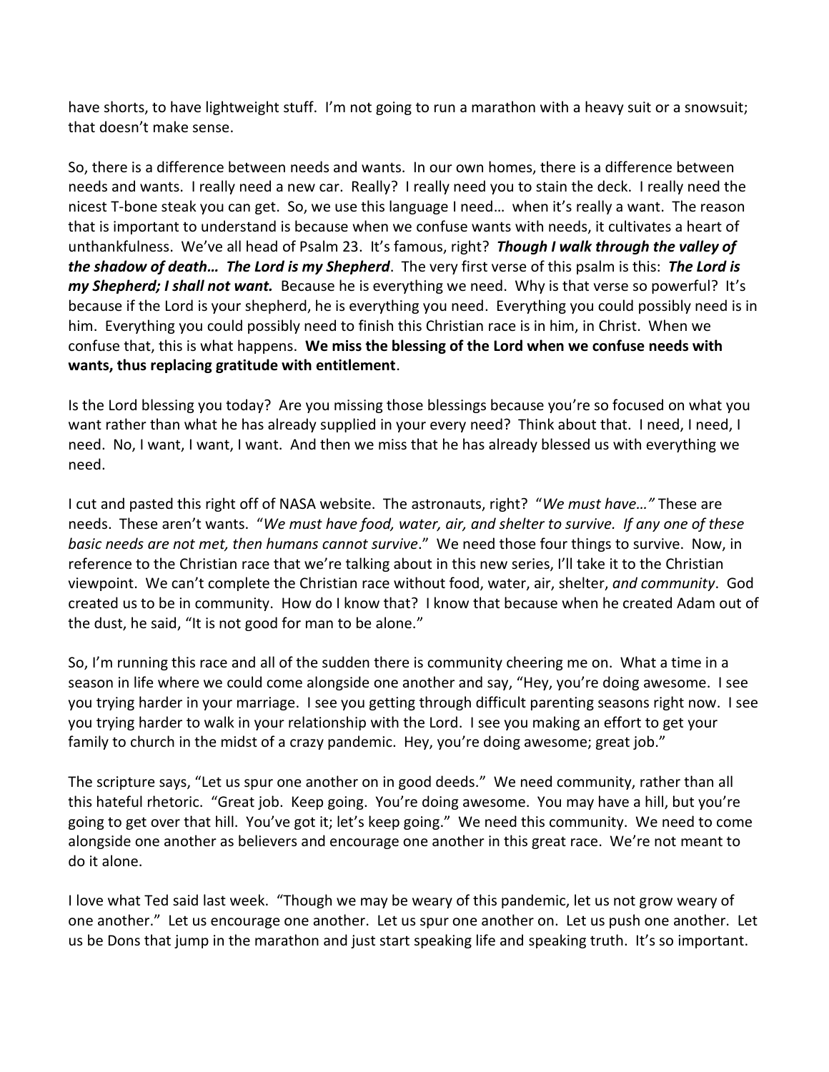have shorts, to have lightweight stuff. I'm not going to run a marathon with a heavy suit or a snowsuit; that doesn't make sense.

So, there is a difference between needs and wants. In our own homes, there is a difference between needs and wants. I really need a new car. Really? I really need you to stain the deck. I really need the nicest T-bone steak you can get. So, we use this language I need… when it's really a want. The reason that is important to understand is because when we confuse wants with needs, it cultivates a heart of unthankfulness. We've all head of Psalm 23. It's famous, right? ***Though I walk through the valley of the shadow of death… The Lord is my Shepherd***. The very first verse of this psalm is this: ***The Lord is my Shepherd; I shall not want.*** Because he is everything we need. Why is that verse so powerful? It's because if the Lord is your shepherd, he is everything you need. Everything you could possibly need is in him. Everything you could possibly need to finish this Christian race is in him, in Christ. When we confuse that, this is what happens. **We miss the blessing of the Lord when we confuse needs with wants, thus replacing gratitude with entitlement**.

Is the Lord blessing you today? Are you missing those blessings because you're so focused on what you want rather than what he has already supplied in your every need? Think about that. I need, I need, I need. No, I want, I want, I want. And then we miss that he has already blessed us with everything we need.

I cut and pasted this right off of NASA website. The astronauts, right? "*We must have…"* These are needs. These aren't wants. "*We must have food, water, air, and shelter to survive. If any one of these basic needs are not met, then humans cannot survive*." We need those four things to survive. Now, in reference to the Christian race that we're talking about in this new series, I'll take it to the Christian viewpoint. We can't complete the Christian race without food, water, air, shelter, *and community*. God created us to be in community. How do I know that? I know that because when he created Adam out of the dust, he said, "It is not good for man to be alone."

So, I'm running this race and all of the sudden there is community cheering me on. What a time in a season in life where we could come alongside one another and say, "Hey, you're doing awesome. I see you trying harder in your marriage. I see you getting through difficult parenting seasons right now. I see you trying harder to walk in your relationship with the Lord. I see you making an effort to get your family to church in the midst of a crazy pandemic. Hey, you're doing awesome; great job."

The scripture says, "Let us spur one another on in good deeds." We need community, rather than all this hateful rhetoric. "Great job. Keep going. You're doing awesome. You may have a hill, but you're going to get over that hill. You've got it; let's keep going." We need this community. We need to come alongside one another as believers and encourage one another in this great race. We're not meant to do it alone.

I love what Ted said last week. "Though we may be weary of this pandemic, let us not grow weary of one another." Let us encourage one another. Let us spur one another on. Let us push one another. Let us be Dons that jump in the marathon and just start speaking life and speaking truth. It's so important.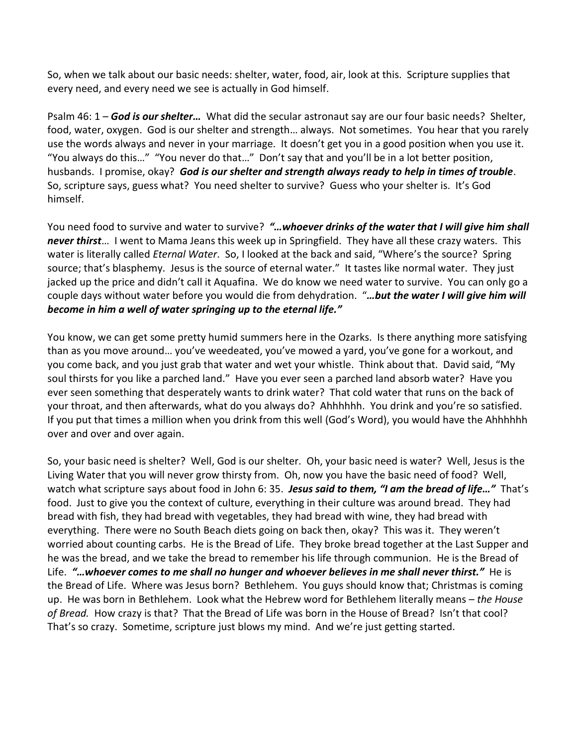So, when we talk about our basic needs: shelter, water, food, air, look at this. Scripture supplies that every need, and every need we see is actually in God himself.

Psalm 46: 1 – ***God is our shelter…*** What did the secular astronaut say are our four basic needs? Shelter, food, water, oxygen. God is our shelter and strength… always. Not sometimes. You hear that you rarely use the words always and never in your marriage. It doesn't get you in a good position when you use it. "You always do this…" "You never do that…" Don't say that and you'll be in a lot better position, husbands. I promise, okay? ***God is our shelter and strength always ready to help in times of trouble***. So, scripture says, guess what? You need shelter to survive? Guess who your shelter is. It's God himself.

You need food to survive and water to survive? ***"…whoever drinks of the water that I will give him shall never thirst***… I went to Mama Jeans this week up in Springfield. They have all these crazy waters. This water is literally called *Eternal Water*. So, I looked at the back and said, "Where's the source? Spring source; that's blasphemy. Jesus is the source of eternal water." It tastes like normal water. They just jacked up the price and didn't call it Aquafina. We do know we need water to survive. You can only go a couple days without water before you would die from dehydration. "***…but the water I will give him will become in him a well of water springing up to the eternal life."***

You know, we can get some pretty humid summers here in the Ozarks. Is there anything more satisfying than as you move around… you've weedeated, you've mowed a yard, you've gone for a workout, and you come back, and you just grab that water and wet your whistle. Think about that. David said, "My soul thirsts for you like a parched land." Have you ever seen a parched land absorb water? Have you ever seen something that desperately wants to drink water? That cold water that runs on the back of your throat, and then afterwards, what do you always do? Ahhhhhh. You drink and you're so satisfied. If you put that times a million when you drink from this well (God's Word), you would have the Ahhhhhh over and over and over again.

So, your basic need is shelter? Well, God is our shelter. Oh, your basic need is water? Well, Jesus is the Living Water that you will never grow thirsty from. Oh, now you have the basic need of food? Well, watch what scripture says about food in John 6: 35. ***Jesus said to them, "I am the bread of life…"*** That's food. Just to give you the context of culture, everything in their culture was around bread. They had bread with fish, they had bread with vegetables, they had bread with wine, they had bread with everything. There were no South Beach diets going on back then, okay? This was it. They weren't worried about counting carbs. He is the Bread of Life. They broke bread together at the Last Supper and he was the bread, and we take the bread to remember his life through communion. He is the Bread of Life. ***"…whoever comes to me shall no hunger and whoever believes in me shall never thirst."*** He is the Bread of Life. Where was Jesus born? Bethlehem. You guys should know that; Christmas is coming up. He was born in Bethlehem. Look what the Hebrew word for Bethlehem literally means – *the House of Bread.* How crazy is that? That the Bread of Life was born in the House of Bread? Isn't that cool? That's so crazy. Sometime, scripture just blows my mind. And we're just getting started.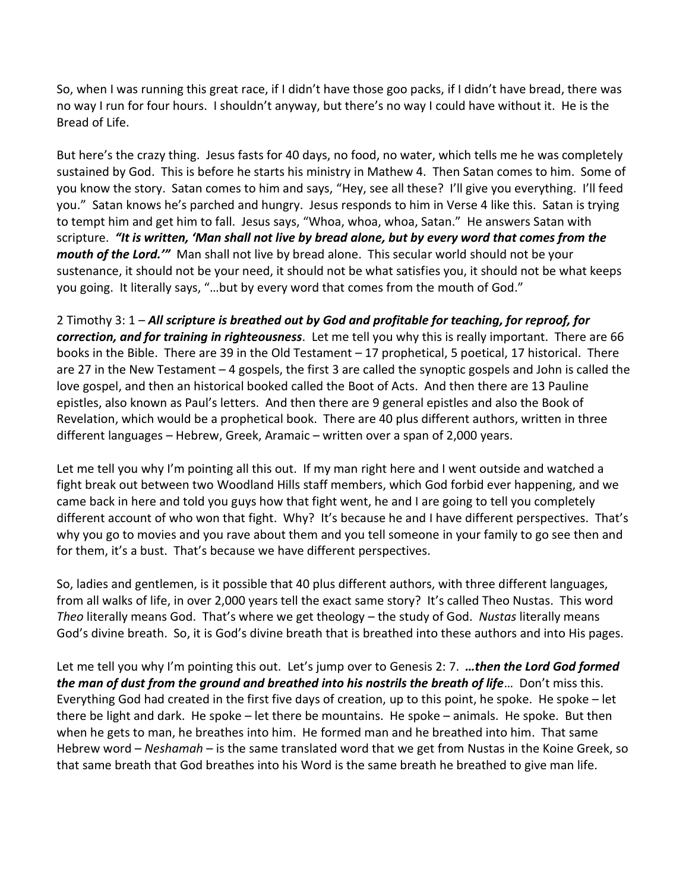So, when I was running this great race, if I didn't have those goo packs, if I didn't have bread, there was no way I run for four hours. I shouldn't anyway, but there's no way I could have without it. He is the Bread of Life.

But here's the crazy thing. Jesus fasts for 40 days, no food, no water, which tells me he was completely sustained by God. This is before he starts his ministry in Mathew 4. Then Satan comes to him. Some of you know the story. Satan comes to him and says, "Hey, see all these? I'll give you everything. I'll feed you." Satan knows he's parched and hungry. Jesus responds to him in Verse 4 like this. Satan is trying to tempt him and get him to fall. Jesus says, "Whoa, whoa, whoa, Satan." He answers Satan with scripture. ***"It is written, 'Man shall not live by bread alone, but by every word that comes from the mouth of the Lord.'"*** Man shall not live by bread alone. This secular world should not be your sustenance, it should not be your need, it should not be what satisfies you, it should not be what keeps you going. It literally says, "…but by every word that comes from the mouth of God."

2 Timothy 3: 1 – ***All scripture is breathed out by God and profitable for teaching, for reproof, for correction, and for training in righteousness***. Let me tell you why this is really important. There are 66 books in the Bible. There are 39 in the Old Testament – 17 prophetical, 5 poetical, 17 historical. There are 27 in the New Testament – 4 gospels, the first 3 are called the synoptic gospels and John is called the love gospel, and then an historical booked called the Boot of Acts. And then there are 13 Pauline epistles, also known as Paul's letters. And then there are 9 general epistles and also the Book of Revelation, which would be a prophetical book. There are 40 plus different authors, written in three different languages – Hebrew, Greek, Aramaic – written over a span of 2,000 years.

Let me tell you why I'm pointing all this out. If my man right here and I went outside and watched a fight break out between two Woodland Hills staff members, which God forbid ever happening, and we came back in here and told you guys how that fight went, he and I are going to tell you completely different account of who won that fight. Why? It's because he and I have different perspectives. That's why you go to movies and you rave about them and you tell someone in your family to go see then and for them, it's a bust. That's because we have different perspectives.

So, ladies and gentlemen, is it possible that 40 plus different authors, with three different languages, from all walks of life, in over 2,000 years tell the exact same story? It's called Theo Nustas. This word *Theo* literally means God. That's where we get theology – the study of God. *Nustas* literally means God's divine breath. So, it is God's divine breath that is breathed into these authors and into His pages.

Let me tell you why I'm pointing this out. Let's jump over to Genesis 2: 7. ***…then the Lord God formed the man of dust from the ground and breathed into his nostrils the breath of life***… Don't miss this. Everything God had created in the first five days of creation, up to this point, he spoke. He spoke – let there be light and dark. He spoke – let there be mountains. He spoke – animals. He spoke. But then when he gets to man, he breathes into him. He formed man and he breathed into him. That same Hebrew word – *Neshamah* – is the same translated word that we get from Nustas in the Koine Greek, so that same breath that God breathes into his Word is the same breath he breathed to give man life.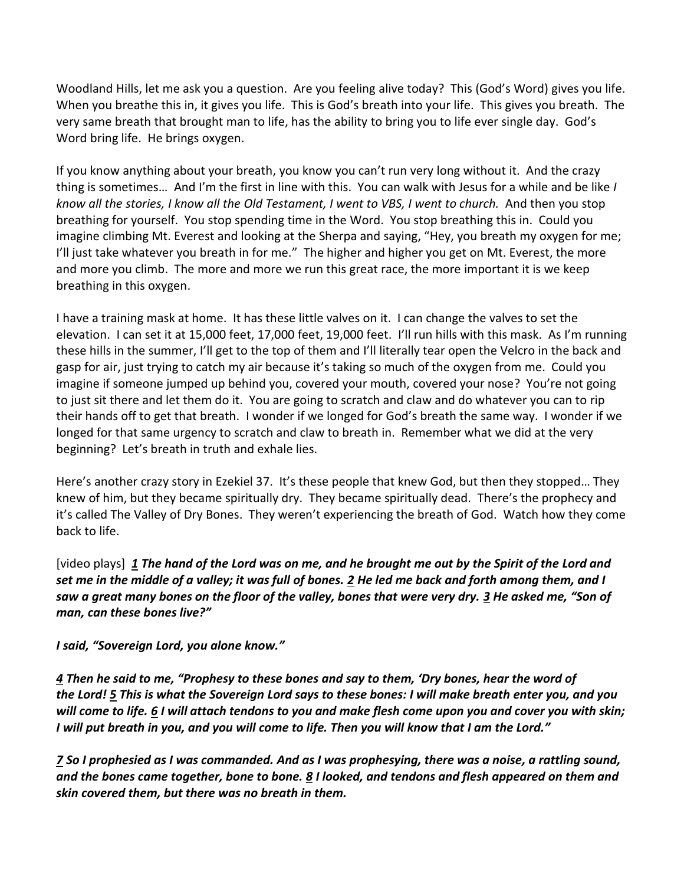Woodland Hills, let me ask you a question. Are you feeling alive today? This (God's Word) gives you life. When you breathe this in, it gives you life. This is God's breath into your life. This gives you breath. The very same breath that brought man to life, has the ability to bring you to life ever single day. God's Word bring life. He brings oxygen.

If you know anything about your breath, you know you can't run very long without it. And the crazy thing is sometimes… And I'm the first in line with this. You can walk with Jesus for a while and be like *I know all the stories, I know all the Old Testament, I went to VBS, I went to church.* And then you stop breathing for yourself. You stop spending time in the Word. You stop breathing this in. Could you imagine climbing Mt. Everest and looking at the Sherpa and saying, "Hey, you breath my oxygen for me; I'll just take whatever you breath in for me." The higher and higher you get on Mt. Everest, the more and more you climb. The more and more we run this great race, the more important it is we keep breathing in this oxygen.

I have a training mask at home. It has these little valves on it. I can change the valves to set the elevation. I can set it at 15,000 feet, 17,000 feet, 19,000 feet. I'll run hills with this mask. As I'm running these hills in the summer, I'll get to the top of them and I'll literally tear open the Velcro in the back and gasp for air, just trying to catch my air because it's taking so much of the oxygen from me. Could you imagine if someone jumped up behind you, covered your mouth, covered your nose? You're not going to just sit there and let them do it. You are going to scratch and claw and do whatever you can to rip their hands off to get that breath. I wonder if we longed for God's breath the same way. I wonder if we longed for that same urgency to scratch and claw to breath in. Remember what we did at the very beginning? Let's breath in truth and exhale lies.

Here's another crazy story in Ezekiel 37. It's these people that knew God, but then they stopped… They knew of him, but they became spiritually dry. They became spiritually dead. There's the prophecy and it's called The Valley of Dry Bones. They weren't experiencing the breath of God. Watch how they come back to life.

[video plays] ***1 The hand of the Lord was on me, and he brought me out by the Spirit of the Lord and set me in the middle of a valley; it was full of bones. 2 He led me back and forth among them, and I saw a great many bones on the floor of the valley, bones that were very dry. 3 He asked me, "Son of man, can these bones live?"***

***I said, "Sovereign Lord, you alone know."***

***4 Then he said to me, "Prophesy to these bones and say to them, 'Dry bones, hear the word of the Lord! 5 This is what the Sovereign Lord says to these bones: I will make breath enter you, and you will come to life. 6 I will attach tendons to you and make flesh come upon you and cover you with skin; I will put breath in you, and you will come to life. Then you will know that I am the Lord."***

***7 So I prophesied as I was commanded. And as I was prophesying, there was a noise, a rattling sound, and the bones came together, bone to bone. 8 I looked, and tendons and flesh appeared on them and skin covered them, but there was no breath in them.***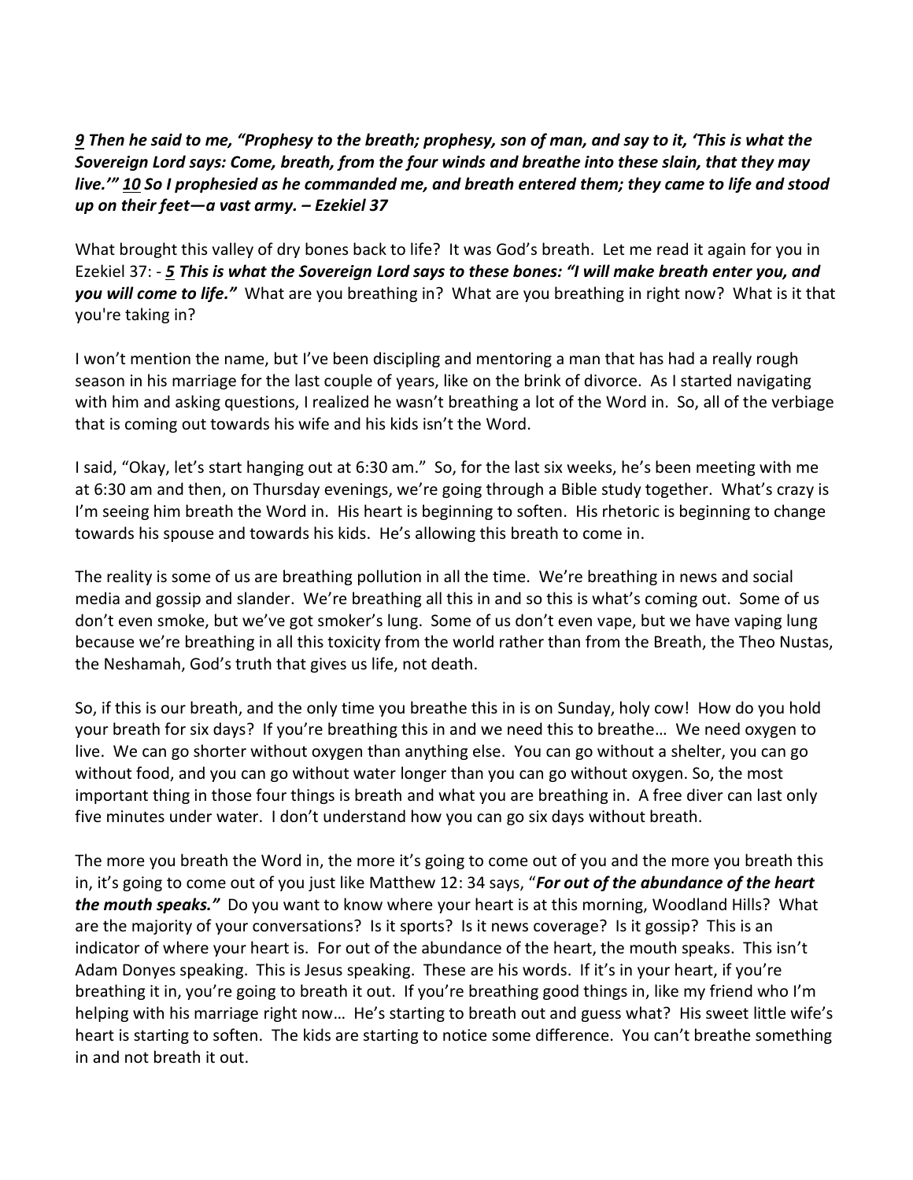***9*** ***Then he said to me, "Prophesy to the breath; prophesy, son of man, and say to it, 'This is what the Sovereign Lord says: Come, breath, from the four winds and breathe into these slain, that they may live.'"*** ***10*** ***So I prophesied as he commanded me, and breath entered them; they came to life and stood up on their feet—a vast army. – Ezekiel 37***

What brought this valley of dry bones back to life? It was God's breath. Let me read it again for you in Ezekiel 37: - ***5*** ***This is what the Sovereign Lord says to these bones: "I will make breath enter you, and you will come to life."*** What are you breathing in? What are you breathing in right now? What is it that you're taking in?

I won't mention the name, but I've been discipling and mentoring a man that has had a really rough season in his marriage for the last couple of years, like on the brink of divorce. As I started navigating with him and asking questions, I realized he wasn't breathing a lot of the Word in. So, all of the verbiage that is coming out towards his wife and his kids isn't the Word.

I said, "Okay, let's start hanging out at 6:30 am." So, for the last six weeks, he's been meeting with me at 6:30 am and then, on Thursday evenings, we're going through a Bible study together. What's crazy is I'm seeing him breath the Word in. His heart is beginning to soften. His rhetoric is beginning to change towards his spouse and towards his kids. He's allowing this breath to come in.

The reality is some of us are breathing pollution in all the time. We're breathing in news and social media and gossip and slander. We're breathing all this in and so this is what's coming out. Some of us don't even smoke, but we've got smoker's lung. Some of us don't even vape, but we have vaping lung because we're breathing in all this toxicity from the world rather than from the Breath, the Theo Nustas, the Neshamah, God's truth that gives us life, not death.

So, if this is our breath, and the only time you breathe this in is on Sunday, holy cow! How do you hold your breath for six days? If you're breathing this in and we need this to breathe… We need oxygen to live. We can go shorter without oxygen than anything else. You can go without a shelter, you can go without food, and you can go without water longer than you can go without oxygen. So, the most important thing in those four things is breath and what you are breathing in. A free diver can last only five minutes under water. I don't understand how you can go six days without breath.

The more you breath the Word in, the more it's going to come out of you and the more you breath this in, it's going to come out of you just like Matthew 12: 34 says, "***For out of the abundance of the heart the mouth speaks."*** Do you want to know where your heart is at this morning, Woodland Hills? What are the majority of your conversations? Is it sports? Is it news coverage? Is it gossip? This is an indicator of where your heart is. For out of the abundance of the heart, the mouth speaks. This isn't Adam Donyes speaking. This is Jesus speaking. These are his words. If it's in your heart, if you're breathing it in, you're going to breath it out. If you're breathing good things in, like my friend who I'm helping with his marriage right now… He's starting to breath out and guess what? His sweet little wife's heart is starting to soften. The kids are starting to notice some difference. You can't breathe something in and not breath it out.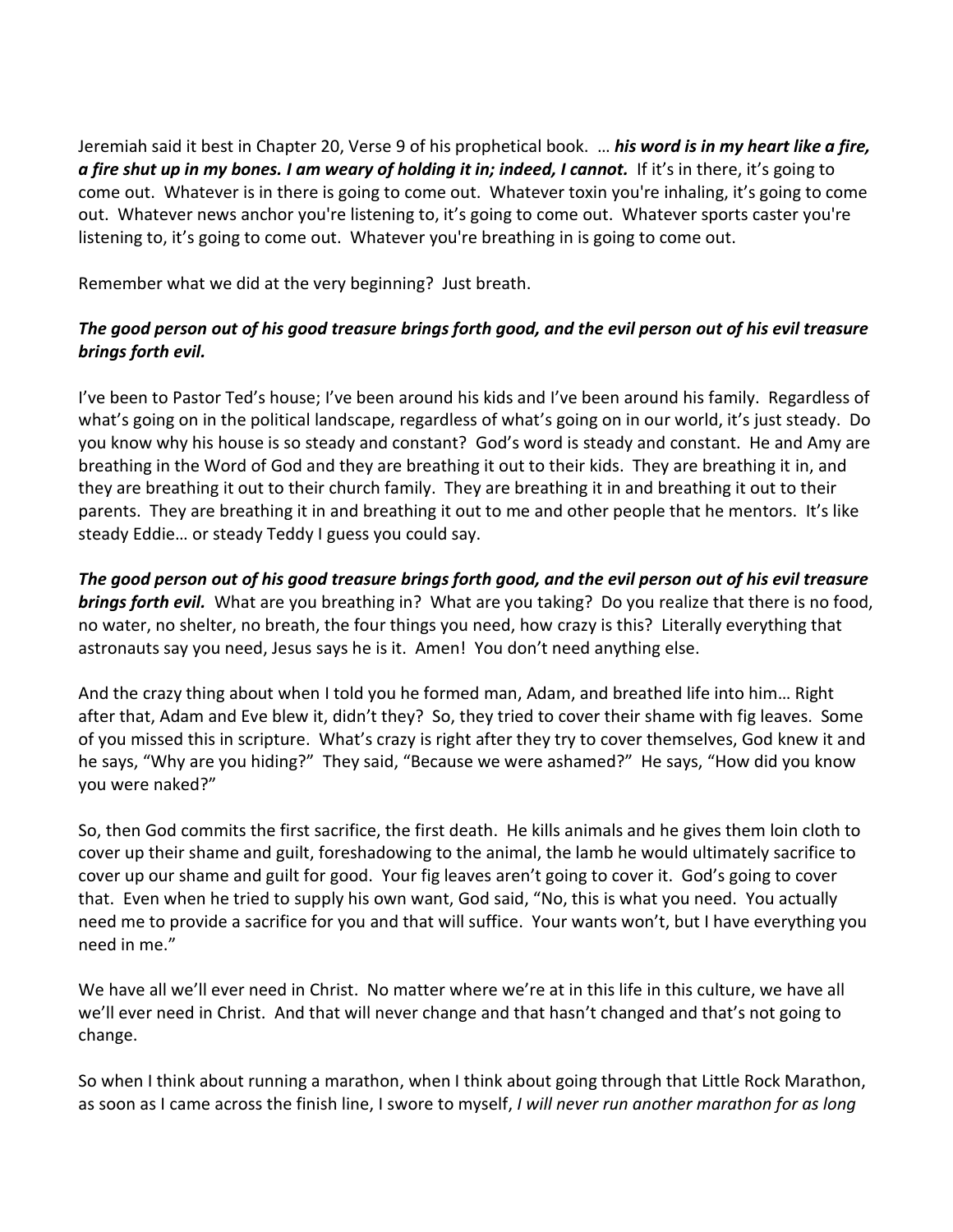Jeremiah said it best in Chapter 20, Verse 9 of his prophetical book. … ***his word is in my heart like a fire, a fire shut up in my bones. I am weary of holding it in; indeed, I cannot.*** If it's in there, it's going to come out. Whatever is in there is going to come out. Whatever toxin you're inhaling, it's going to come out. Whatever news anchor you're listening to, it's going to come out. Whatever sports caster you're listening to, it's going to come out. Whatever you're breathing in is going to come out.

Remember what we did at the very beginning? Just breath.

***The good person out of his good treasure brings forth good, and the evil person out of his evil treasure brings forth evil.***

I've been to Pastor Ted's house; I've been around his kids and I've been around his family. Regardless of what's going on in the political landscape, regardless of what's going on in our world, it's just steady. Do you know why his house is so steady and constant? God's word is steady and constant. He and Amy are breathing in the Word of God and they are breathing it out to their kids. They are breathing it in, and they are breathing it out to their church family. They are breathing it in and breathing it out to their parents. They are breathing it in and breathing it out to me and other people that he mentors. It's like steady Eddie… or steady Teddy I guess you could say.

***The good person out of his good treasure brings forth good, and the evil person out of his evil treasure brings forth evil.*** What are you breathing in? What are you taking? Do you realize that there is no food, no water, no shelter, no breath, the four things you need, how crazy is this? Literally everything that astronauts say you need, Jesus says he is it. Amen! You don't need anything else.

And the crazy thing about when I told you he formed man, Adam, and breathed life into him… Right after that, Adam and Eve blew it, didn't they? So, they tried to cover their shame with fig leaves. Some of you missed this in scripture. What's crazy is right after they try to cover themselves, God knew it and he says, "Why are you hiding?" They said, "Because we were ashamed?" He says, "How did you know you were naked?"

So, then God commits the first sacrifice, the first death. He kills animals and he gives them loin cloth to cover up their shame and guilt, foreshadowing to the animal, the lamb he would ultimately sacrifice to cover up our shame and guilt for good. Your fig leaves aren't going to cover it. God's going to cover that. Even when he tried to supply his own want, God said, "No, this is what you need. You actually need me to provide a sacrifice for you and that will suffice. Your wants won't, but I have everything you need in me."

We have all we'll ever need in Christ. No matter where we're at in this life in this culture, we have all we'll ever need in Christ. And that will never change and that hasn't changed and that's not going to change.

So when I think about running a marathon, when I think about going through that Little Rock Marathon, as soon as I came across the finish line, I swore to myself, *I will never run another marathon for as long*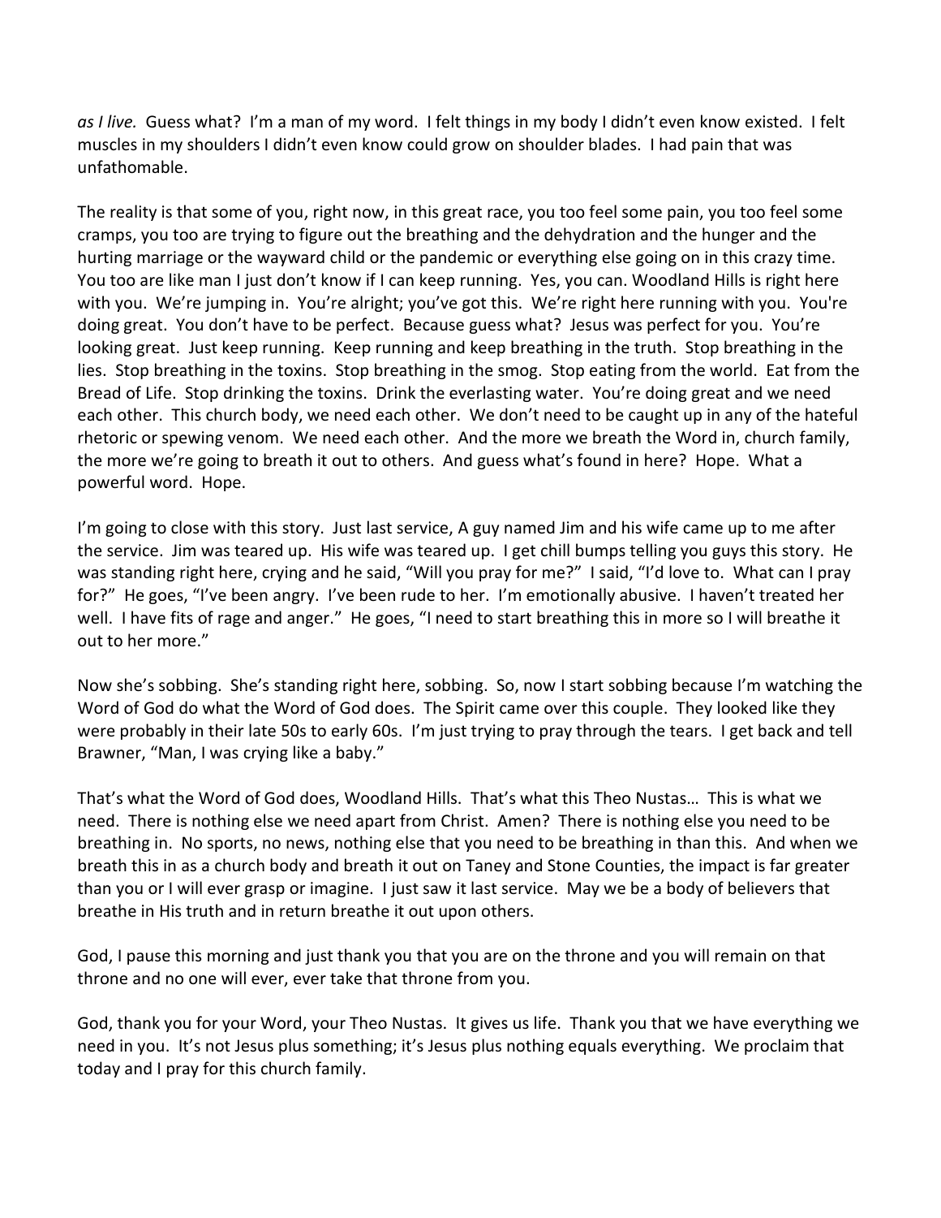*as I live.* Guess what? I'm a man of my word. I felt things in my body I didn't even know existed. I felt muscles in my shoulders I didn't even know could grow on shoulder blades. I had pain that was unfathomable.

The reality is that some of you, right now, in this great race, you too feel some pain, you too feel some cramps, you too are trying to figure out the breathing and the dehydration and the hunger and the hurting marriage or the wayward child or the pandemic or everything else going on in this crazy time. You too are like man I just don't know if I can keep running. Yes, you can. Woodland Hills is right here with you. We're jumping in. You're alright; you've got this. We're right here running with you. You're doing great. You don't have to be perfect. Because guess what? Jesus was perfect for you. You're looking great. Just keep running. Keep running and keep breathing in the truth. Stop breathing in the lies. Stop breathing in the toxins. Stop breathing in the smog. Stop eating from the world. Eat from the Bread of Life. Stop drinking the toxins. Drink the everlasting water. You're doing great and we need each other. This church body, we need each other. We don't need to be caught up in any of the hateful rhetoric or spewing venom. We need each other. And the more we breath the Word in, church family, the more we're going to breath it out to others. And guess what's found in here? Hope. What a powerful word. Hope.

I'm going to close with this story. Just last service, A guy named Jim and his wife came up to me after the service. Jim was teared up. His wife was teared up. I get chill bumps telling you guys this story. He was standing right here, crying and he said, "Will you pray for me?" I said, "I'd love to. What can I pray for?" He goes, "I've been angry. I've been rude to her. I'm emotionally abusive. I haven't treated her well. I have fits of rage and anger." He goes, "I need to start breathing this in more so I will breathe it out to her more."

Now she's sobbing. She's standing right here, sobbing. So, now I start sobbing because I'm watching the Word of God do what the Word of God does. The Spirit came over this couple. They looked like they were probably in their late 50s to early 60s. I'm just trying to pray through the tears. I get back and tell Brawner, "Man, I was crying like a baby."

That's what the Word of God does, Woodland Hills. That's what this Theo Nustas… This is what we need. There is nothing else we need apart from Christ. Amen? There is nothing else you need to be breathing in. No sports, no news, nothing else that you need to be breathing in than this. And when we breath this in as a church body and breath it out on Taney and Stone Counties, the impact is far greater than you or I will ever grasp or imagine. I just saw it last service. May we be a body of believers that breathe in His truth and in return breathe it out upon others.

God, I pause this morning and just thank you that you are on the throne and you will remain on that throne and no one will ever, ever take that throne from you.

God, thank you for your Word, your Theo Nustas. It gives us life. Thank you that we have everything we need in you. It's not Jesus plus something; it's Jesus plus nothing equals everything. We proclaim that today and I pray for this church family.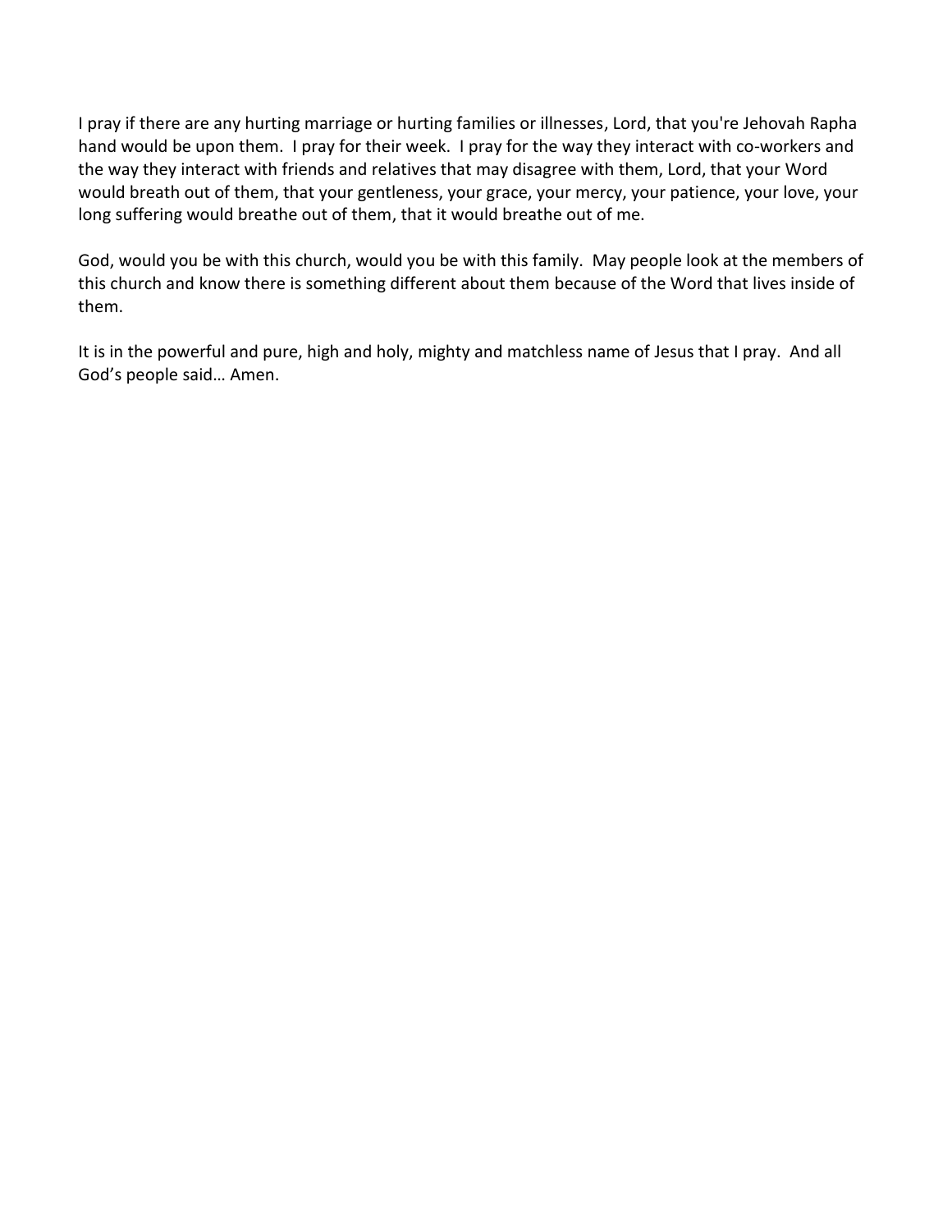I pray if there are any hurting marriage or hurting families or illnesses, Lord, that you're Jehovah Rapha hand would be upon them. I pray for their week. I pray for the way they interact with co-workers and the way they interact with friends and relatives that may disagree with them, Lord, that your Word would breath out of them, that your gentleness, your grace, your mercy, your patience, your love, your long suffering would breathe out of them, that it would breathe out of me.

God, would you be with this church, would you be with this family. May people look at the members of this church and know there is something different about them because of the Word that lives inside of them.

It is in the powerful and pure, high and holy, mighty and matchless name of Jesus that I pray. And all God's people said… Amen.